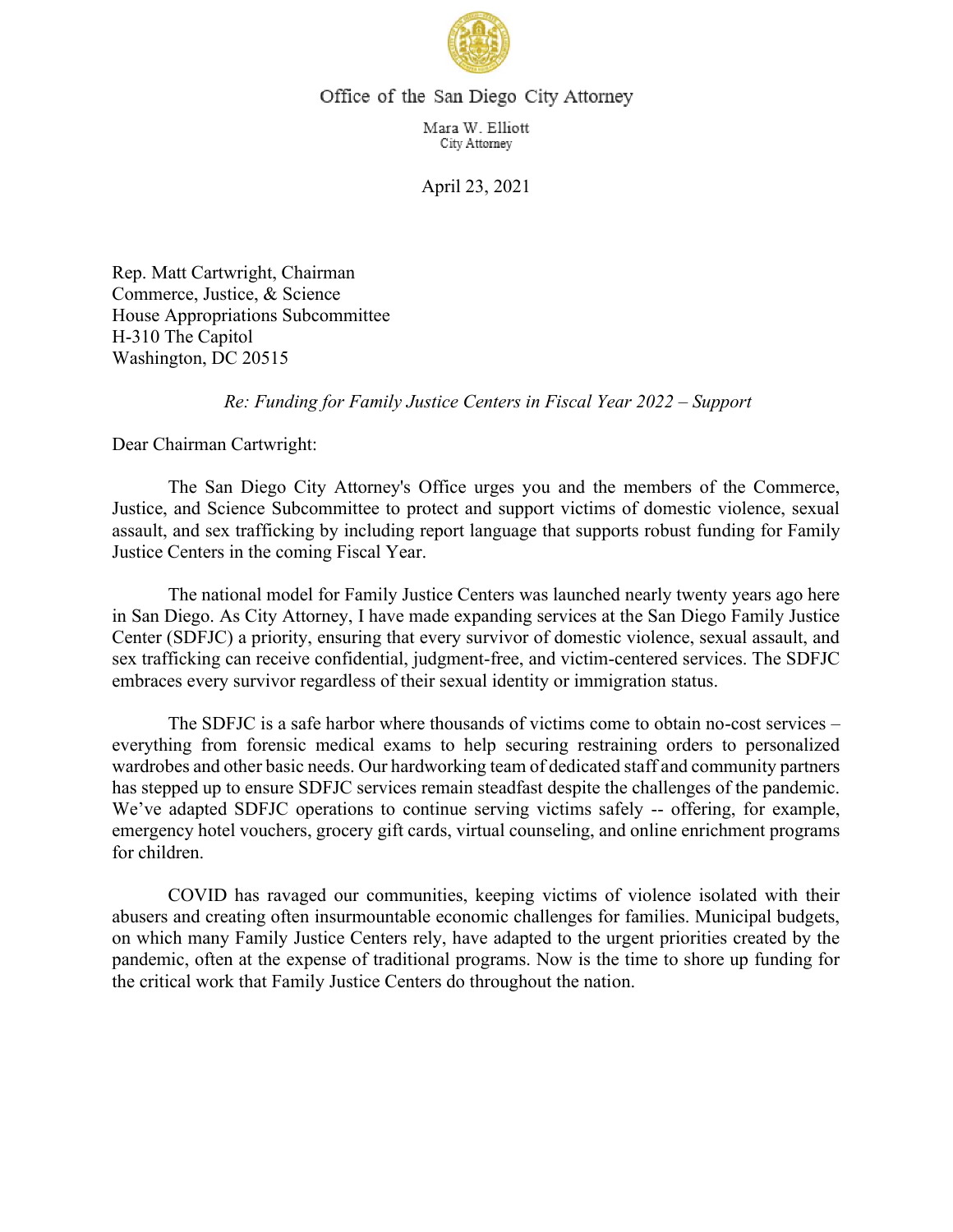Office of the San Diego City Attorney

Mara W. Elliott
City Attorney

April 23, 2021

Rep. Matt Cartwright, Chairman
Commerce, Justice, & Science
House Appropriations Subcommittee
H-310 The Capitol
Washington, DC 20515

*Re: Funding for Family Justice Centers in Fiscal Year 2022 – Support*

Dear Chairman Cartwright:

The San Diego City Attorney's Office urges you and the members of the Commerce, Justice, and Science Subcommittee to protect and support victims of domestic violence, sexual assault, and sex trafficking by including report language that supports robust funding for Family Justice Centers in the coming Fiscal Year.

The national model for Family Justice Centers was launched nearly twenty years ago here in San Diego. As City Attorney, I have made expanding services at the San Diego Family Justice Center (SDFJC) a priority, ensuring that every survivor of domestic violence, sexual assault, and sex trafficking can receive confidential, judgment-free, and victim-centered services. The SDFJC embraces every survivor regardless of their sexual identity or immigration status.

The SDFJC is a safe harbor where thousands of victims come to obtain no-cost services – everything from forensic medical exams to help securing restraining orders to personalized wardrobes and other basic needs. Our hardworking team of dedicated staff and community partners has stepped up to ensure SDFJC services remain steadfast despite the challenges of the pandemic. We've adapted SDFJC operations to continue serving victims safely -- offering, for example, emergency hotel vouchers, grocery gift cards, virtual counseling, and online enrichment programs for children.

COVID has ravaged our communities, keeping victims of violence isolated with their abusers and creating often insurmountable economic challenges for families. Municipal budgets, on which many Family Justice Centers rely, have adapted to the urgent priorities created by the pandemic, often at the expense of traditional programs. Now is the time to shore up funding for the critical work that Family Justice Centers do throughout the nation.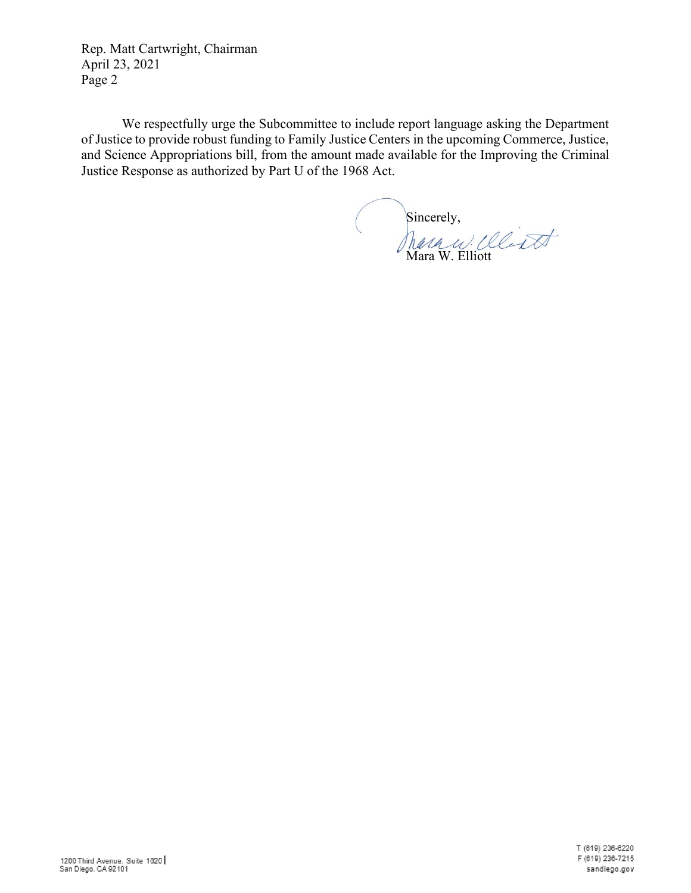We respectfully urge the Subcommittee to include report language asking the Department of Justice to provide robust funding to Family Justice Centers in the upcoming Commerce, Justice, and Science Appropriations bill, from the amount made available for the Improving the Criminal Justice Response as authorized by Part U of the 1968 Act.

Sincerely,

Mara W. Elliott

1200 Third Avenue, Suite 1620
San Diego, CA 92101

T (619) 236-6220
F (619) 236-7215
sandiego.gov